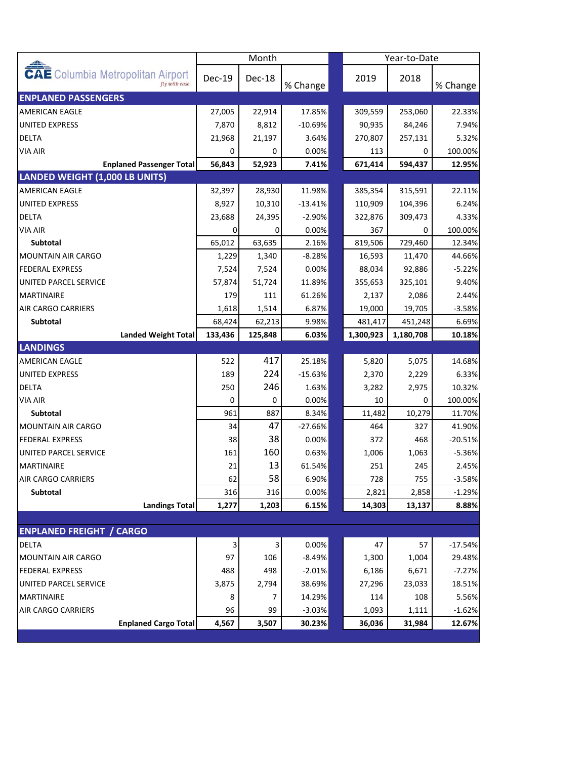| CAE Columbia Metropolitan Airport *fly with ease* | Month | | | Year-to-Date | | |
|---|---|---|---|---|---|---|
| | Dec-19 | Dec-18 | % Change | 2019 | 2018 | % Change |
| **ENPLANED PASSENGERS** | | | | | | |
| AMERICAN EAGLE | 27,005 | 22,914 | 17.85% | 309,559 | 253,060 | 22.33% |
| UNITED EXPRESS | 7,870 | 8,812 | -10.69% | 90,935 | 84,246 | 7.94% |
| DELTA | 21,968 | 21,197 | 3.64% | 270,807 | 257,131 | 5.32% |
| VIA AIR | 0 | 0 | 0.00% | 113 | 0 | 100.00% |
| **Enplaned Passenger Total** | **56,843** | **52,923** | **7.41%** | **671,414** | **594,437** | **12.95%** |
| **LANDED WEIGHT (1,000 LB UNITS)** | | | | | | |
| AMERICAN EAGLE | 32,397 | 28,930 | 11.98% | 385,354 | 315,591 | 22.11% |
| UNITED EXPRESS | 8,927 | 10,310 | -13.41% | 110,909 | 104,396 | 6.24% |
| DELTA | 23,688 | 24,395 | -2.90% | 322,876 | 309,473 | 4.33% |
| VIA AIR | 0 | 0 | 0.00% | 367 | 0 | 100.00% |
| **Subtotal** | 65,012 | 63,635 | 2.16% | 819,506 | 729,460 | 12.34% |
| MOUNTAIN AIR CARGO | 1,229 | 1,340 | -8.28% | 16,593 | 11,470 | 44.66% |
| FEDERAL EXPRESS | 7,524 | 7,524 | 0.00% | 88,034 | 92,886 | -5.22% |
| UNITED PARCEL SERVICE | 57,874 | 51,724 | 11.89% | 355,653 | 325,101 | 9.40% |
| MARTINAIRE | 179 | 111 | 61.26% | 2,137 | 2,086 | 2.44% |
| AIR CARGO CARRIERS | 1,618 | 1,514 | 6.87% | 19,000 | 19,705 | -3.58% |
| **Subtotal** | 68,424 | 62,213 | 9.98% | 481,417 | 451,248 | 6.69% |
| **Landed Weight Total** | **133,436** | **125,848** | **6.03%** | **1,300,923** | **1,180,708** | **10.18%** |
| **LANDINGS** | | | | | | |
| AMERICAN EAGLE | 522 | 417 | 25.18% | 5,820 | 5,075 | 14.68% |
| UNITED EXPRESS | 189 | 224 | -15.63% | 2,370 | 2,229 | 6.33% |
| DELTA | 250 | 246 | 1.63% | 3,282 | 2,975 | 10.32% |
| VIA AIR | 0 | 0 | 0.00% | 10 | 0 | 100.00% |
| **Subtotal** | 961 | 887 | 8.34% | 11,482 | 10,279 | 11.70% |
| MOUNTAIN AIR CARGO | 34 | 47 | -27.66% | 464 | 327 | 41.90% |
| FEDERAL EXPRESS | 38 | 38 | 0.00% | 372 | 468 | -20.51% |
| UNITED PARCEL SERVICE | 161 | 160 | 0.63% | 1,006 | 1,063 | -5.36% |
| MARTINAIRE | 21 | 13 | 61.54% | 251 | 245 | 2.45% |
| AIR CARGO CARRIERS | 62 | 58 | 6.90% | 728 | 755 | -3.58% |
| **Subtotal** | 316 | 316 | 0.00% | 2,821 | 2,858 | -1.29% |
| **Landings Total** | **1,277** | **1,203** | **6.15%** | **14,303** | **13,137** | **8.88%** |
| **ENPLANED FREIGHT / CARGO** | | | | | | |
| DELTA | 3 | 3 | 0.00% | 47 | 57 | -17.54% |
| MOUNTAIN AIR CARGO | 97 | 106 | -8.49% | 1,300 | 1,004 | 29.48% |
| FEDERAL EXPRESS | 488 | 498 | -2.01% | 6,186 | 6,671 | -7.27% |
| UNITED PARCEL SERVICE | 3,875 | 2,794 | 38.69% | 27,296 | 23,033 | 18.51% |
| MARTINAIRE | 8 | 7 | 14.29% | 114 | 108 | 5.56% |
| AIR CARGO CARRIERS | 96 | 99 | -3.03% | 1,093 | 1,111 | -1.62% |
| **Enplaned Cargo Total** | **4,567** | **3,507** | **30.23%** | **36,036** | **31,984** | **12.67%** |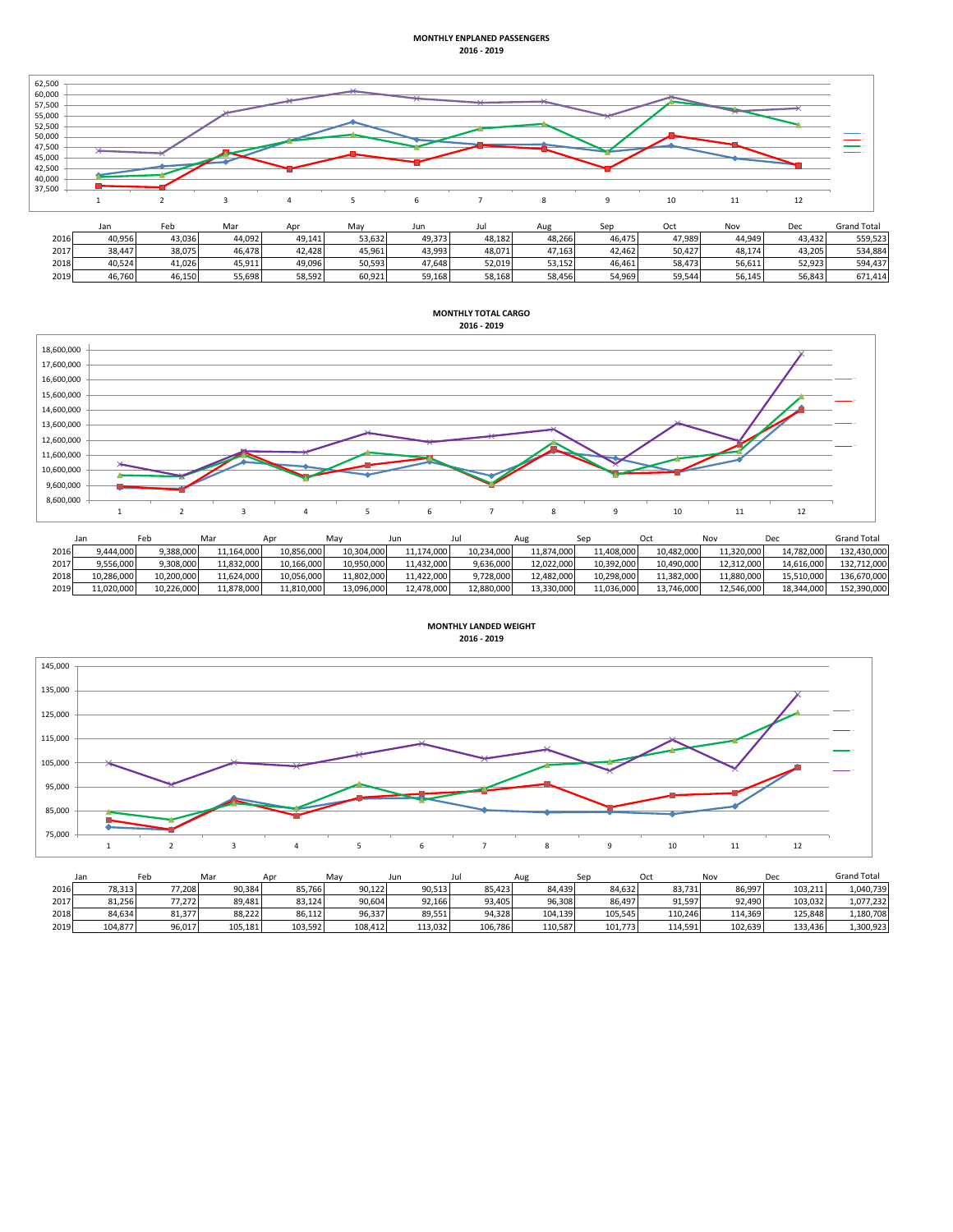**MONTHLY ENPLANED PASSENGERS**
**2016 - 2019**

| | Jan | Feb | Mar | Apr | May | Jun | Jul | Aug | Sep | Oct | Nov | Dec | Grand Total |
|---|---|---|---|---|---|---|---|---|---|---|---|---|---|
| 2016 | 40,956 | 43,036 | 44,092 | 49,141 | 53,632 | 49,373 | 48,182 | 48,266 | 46,475 | 47,989 | 44,949 | 43,432 | 559,523 |
| 2017 | 38,447 | 38,075 | 46,478 | 42,428 | 45,961 | 43,993 | 48,071 | 47,163 | 42,462 | 50,427 | 48,174 | 43,205 | 534,884 |
| 2018 | 40,524 | 41,026 | 45,911 | 49,096 | 50,593 | 47,648 | 52,019 | 53,152 | 46,461 | 58,473 | 56,611 | 52,923 | 594,437 |
| 2019 | 46,760 | 46,150 | 55,698 | 58,592 | 60,921 | 59,168 | 58,168 | 58,456 | 54,969 | 59,544 | 56,145 | 56,843 | 671,414 |

**MONTHLY TOTAL CARGO**
**2016 - 2019**

| | Jan | Feb | Mar | Apr | May | Jun | Jul | Aug | Sep | Oct | Nov | Dec | Grand Total |
|---|---|---|---|---|---|---|---|---|---|---|---|---|---|
| 2016 | 9,444,000 | 9,388,000 | 11,164,000 | 10,856,000 | 10,304,000 | 11,174,000 | 10,234,000 | 11,874,000 | 11,408,000 | 10,482,000 | 11,320,000 | 14,782,000 | 132,430,000 |
| 2017 | 9,556,000 | 9,308,000 | 11,832,000 | 10,166,000 | 10,950,000 | 11,432,000 | 9,636,000 | 12,022,000 | 10,392,000 | 10,490,000 | 12,312,000 | 14,616,000 | 132,712,000 |
| 2018 | 10,286,000 | 10,200,000 | 11,624,000 | 10,056,000 | 11,802,000 | 11,422,000 | 9,728,000 | 12,482,000 | 10,298,000 | 11,382,000 | 11,880,000 | 15,510,000 | 136,670,000 |
| 2019 | 11,020,000 | 10,226,000 | 11,878,000 | 11,810,000 | 13,096,000 | 12,478,000 | 12,880,000 | 13,330,000 | 11,036,000 | 13,746,000 | 12,546,000 | 18,344,000 | 152,390,000 |

**MONTHLY LANDED WEIGHT**
**2016 - 2019**

| | Jan | Feb | Mar | Apr | May | Jun | Jul | Aug | Sep | Oct | Nov | Dec | Grand Total |
|---|---|---|---|---|---|---|---|---|---|---|---|---|---|
| 2016 | 78,313 | 77,208 | 90,384 | 85,766 | 90,122 | 90,513 | 85,423 | 84,439 | 84,632 | 83,731 | 86,997 | 103,211 | 1,040,739 |
| 2017 | 81,256 | 77,272 | 89,481 | 83,124 | 90,604 | 92,166 | 93,405 | 96,308 | 86,497 | 91,597 | 92,490 | 103,032 | 1,077,232 |
| 2018 | 84,634 | 81,377 | 88,222 | 86,112 | 96,337 | 89,551 | 94,328 | 104,139 | 105,545 | 110,246 | 114,369 | 125,848 | 1,180,708 |
| 2019 | 104,877 | 96,017 | 105,181 | 103,592 | 108,412 | 113,032 | 106,786 | 110,587 | 101,773 | 114,591 | 102,639 | 133,436 | 1,300,923 |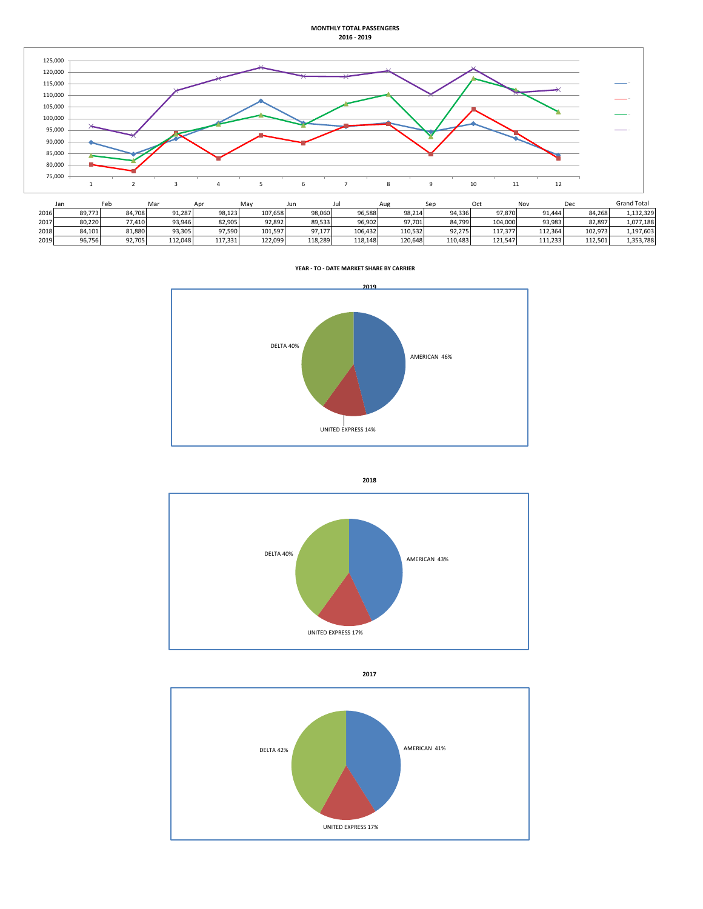**MONTHLY TOTAL PASSENGERS**
**2016 - 2019**

125,000
120,000
115,000
110,000
105,000
100,000
95,000
90,000
85,000
80,000
75,000

1 2 3 4 5 6 7 8 9 10 11 12

| | Jan | Feb | Mar | Apr | May | Jun | Jul | Aug | Sep | Oct | Nov | Dec | Grand Total |
|---|---|---|---|---|---|---|---|---|---|---|---|---|---|
| 2016 | 89,773 | 84,708 | 91,287 | 98,123 | 107,658 | 98,060 | 96,588 | 98,214 | 94,336 | 97,870 | 91,444 | 84,268 | 1,132,329 |
| 2017 | 80,220 | 77,410 | 93,946 | 82,905 | 92,892 | 89,533 | 96,902 | 97,701 | 84,799 | 104,000 | 93,983 | 82,897 | 1,077,188 |
| 2018 | 84,101 | 81,880 | 93,305 | 97,590 | 101,597 | 97,177 | 106,432 | 110,532 | 92,275 | 117,377 | 112,364 | 102,973 | 1,197,603 |
| 2019 | 96,756 | 92,705 | 112,048 | 117,331 | 122,099 | 118,289 | 118,148 | 120,648 | 110,483 | 121,547 | 111,233 | 112,501 | 1,353,788 |

**YEAR - TO - DATE MARKET SHARE BY CARRIER**

**2019**

DELTA 40%
AMERICAN 46%
UNITED EXPRESS 14%

**2018**

DELTA 40%
AMERICAN 43%
UNITED EXPRESS 17%

**2017**

DELTA 42%
AMERICAN 41%
UNITED EXPRESS 17%